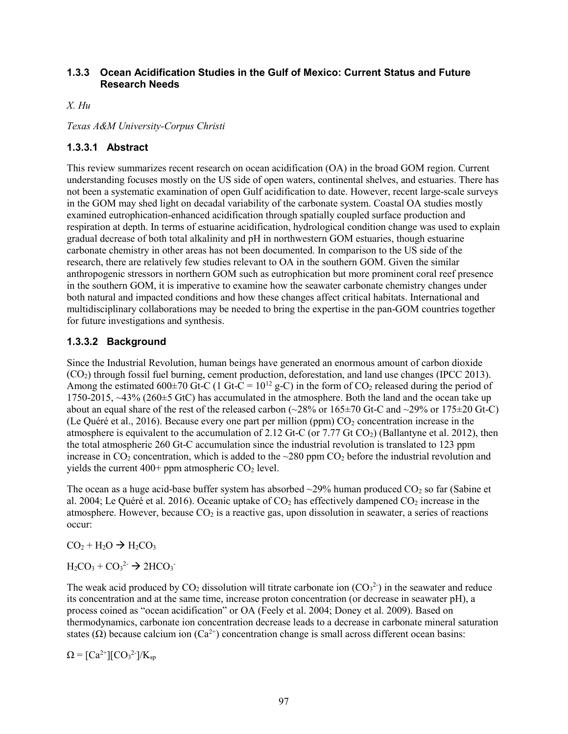### 1.3.3 Ocean Acidification Studies in the Gulf of Mexico: Current Status and Future Research Needs

*X. Hu*

*Texas A&M University-Corpus Christi*

#### 1.3.3.1 Abstract

This review summarizes recent research on ocean acidification (OA) in the broad GOM region. Current understanding focuses mostly on the US side of open waters, continental shelves, and estuaries. There has not been a systematic examination of open Gulf acidification to date. However, recent large-scale surveys in the GOM may shed light on decadal variability of the carbonate system. Coastal OA studies mostly examined eutrophication-enhanced acidification through spatially coupled surface production and respiration at depth. In terms of estuarine acidification, hydrological condition change was used to explain gradual decrease of both total alkalinity and pH in northwestern GOM estuaries, though estuarine carbonate chemistry in other areas has not been documented. In comparison to the US side of the research, there are relatively few studies relevant to OA in the southern GOM. Given the similar anthropogenic stressors in northern GOM such as eutrophication but more prominent coral reef presence in the southern GOM, it is imperative to examine how the seawater carbonate chemistry changes under both natural and impacted conditions and how these changes affect critical habitats. International and multidisciplinary collaborations may be needed to bring the expertise in the pan-GOM countries together for future investigations and synthesis.

#### 1.3.3.2 Background

Since the Industrial Revolution, human beings have generated an enormous amount of carbon dioxide ($CO_2$) through fossil fuel burning, cement production, deforestation, and land use changes (IPCC 2013). Among the estimated 600±70 Gt-C (1 Gt-C = $10^{12}$ g-C) in the form of $CO_2$ released during the period of 1750-2015, ~43% (260±5 GtC) has accumulated in the atmosphere. Both the land and the ocean take up about an equal share of the rest of the released carbon (~28% or 165±70 Gt-C and ~29% or 175±20 Gt-C) (Le Quéré et al., 2016). Because every one part per million (ppm) $CO_2$ concentration increase in the atmosphere is equivalent to the accumulation of 2.12 Gt-C (or 7.77 Gt $CO_2$) (Ballantyne et al. 2012), then the total atmospheric 260 Gt-C accumulation since the industrial revolution is translated to 123 ppm increase in $CO_2$ concentration, which is added to the ~280 ppm $CO_2$ before the industrial revolution and yields the current 400+ ppm atmospheric $CO_2$ level.

The ocean as a huge acid-base buffer system has absorbed ~29% human produced $CO_2$ so far (Sabine et al. 2004; Le Quéré et al. 2016). Oceanic uptake of $CO_2$ has effectively dampened $CO_2$ increase in the atmosphere. However, because $CO_2$ is a reactive gas, upon dissolution in seawater, a series of reactions occur:

$$CO_2 + H_2O \rightarrow H_2CO_3$$

$$H_2CO_3 + CO_3^{2-} \rightarrow 2HCO_3^-$$

The weak acid produced by $CO_2$ dissolution will titrate carbonate ion ($CO_3^{2-}$) in the seawater and reduce its concentration and at the same time, increase proton concentration (or decrease in seawater pH), a process coined as "ocean acidification" or OA (Feely et al. 2004; Doney et al. 2009). Based on thermodynamics, carbonate ion concentration decrease leads to a decrease in carbonate mineral saturation states ($\Omega$) because calcium ion ($Ca^{2+}$) concentration change is small across different ocean basins:

$$\Omega = [Ca^{2+}][CO_3^{2-}]/K_{sp}$$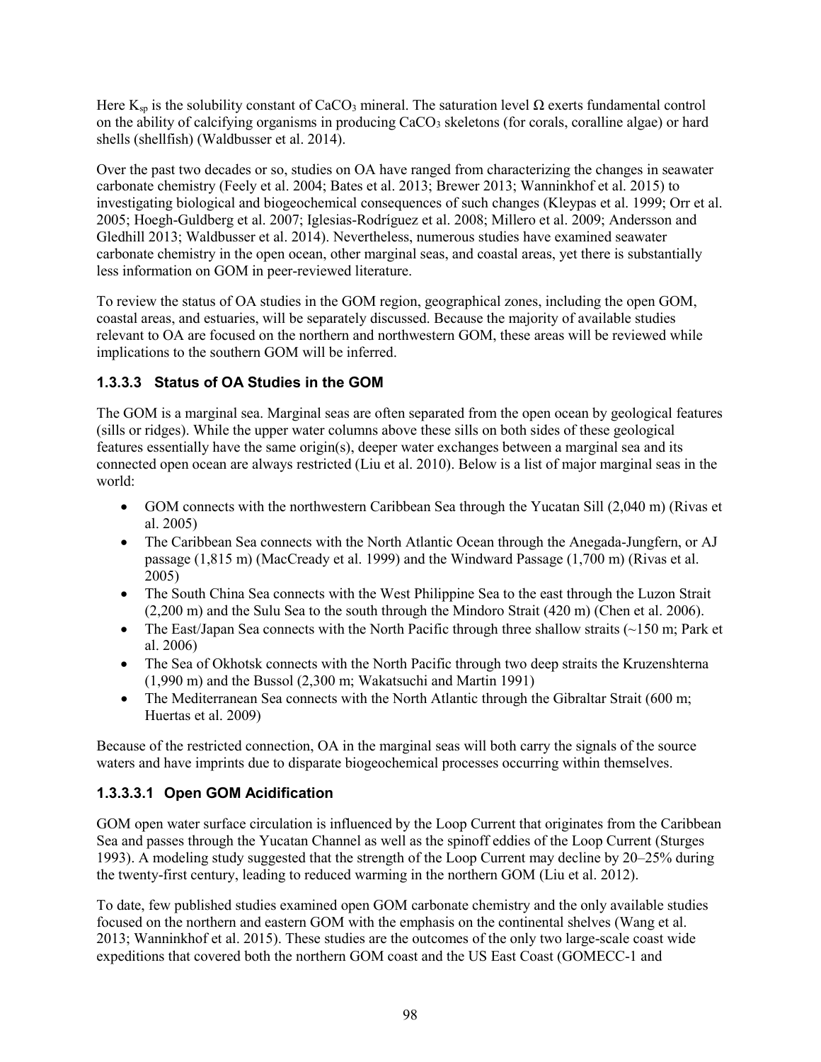Here $K_{sp}$ is the solubility constant of $CaCO_3$ mineral. The saturation level Ω exerts fundamental control on the ability of calcifying organisms in producing $CaCO_3$ skeletons (for corals, coralline algae) or hard shells (shellfish) (Waldbusser et al. 2014).

Over the past two decades or so, studies on OA have ranged from characterizing the changes in seawater carbonate chemistry (Feely et al. 2004; Bates et al. 2013; Brewer 2013; Wanninkhof et al. 2015) to investigating biological and biogeochemical consequences of such changes (Kleypas et al. 1999; Orr et al. 2005; Hoegh-Guldberg et al. 2007; Iglesias-Rodríguez et al. 2008; Millero et al. 2009; Andersson and Gledhill 2013; Waldbusser et al. 2014). Nevertheless, numerous studies have examined seawater carbonate chemistry in the open ocean, other marginal seas, and coastal areas, yet there is substantially less information on GOM in peer-reviewed literature.

To review the status of OA studies in the GOM region, geographical zones, including the open GOM, coastal areas, and estuaries, will be separately discussed. Because the majority of available studies relevant to OA are focused on the northern and northwestern GOM, these areas will be reviewed while implications to the southern GOM will be inferred.

### 1.3.3.3 Status of OA Studies in the GOM

The GOM is a marginal sea. Marginal seas are often separated from the open ocean by geological features (sills or ridges). While the upper water columns above these sills on both sides of these geological features essentially have the same origin(s), deeper water exchanges between a marginal sea and its connected open ocean are always restricted (Liu et al. 2010). Below is a list of major marginal seas in the world:

- GOM connects with the northwestern Caribbean Sea through the Yucatan Sill (2,040 m) (Rivas et al. 2005)
- The Caribbean Sea connects with the North Atlantic Ocean through the Anegada-Jungfern, or AJ passage (1,815 m) (MacCready et al. 1999) and the Windward Passage (1,700 m) (Rivas et al. 2005)
- The South China Sea connects with the West Philippine Sea to the east through the Luzon Strait (2,200 m) and the Sulu Sea to the south through the Mindoro Strait (420 m) (Chen et al. 2006).
- The East/Japan Sea connects with the North Pacific through three shallow straits (~150 m; Park et al. 2006)
- The Sea of Okhotsk connects with the North Pacific through two deep straits the Kruzenshterna (1,990 m) and the Bussol (2,300 m; Wakatsuchi and Martin 1991)
- The Mediterranean Sea connects with the North Atlantic through the Gibraltar Strait (600 m; Huertas et al. 2009)

Because of the restricted connection, OA in the marginal seas will both carry the signals of the source waters and have imprints due to disparate biogeochemical processes occurring within themselves.

#### 1.3.3.3.1 Open GOM Acidification

GOM open water surface circulation is influenced by the Loop Current that originates from the Caribbean Sea and passes through the Yucatan Channel as well as the spinoff eddies of the Loop Current (Sturges 1993). A modeling study suggested that the strength of the Loop Current may decline by 20–25% during the twenty-first century, leading to reduced warming in the northern GOM (Liu et al. 2012).

To date, few published studies examined open GOM carbonate chemistry and the only available studies focused on the northern and eastern GOM with the emphasis on the continental shelves (Wang et al. 2013; Wanninkhof et al. 2015). These studies are the outcomes of the only two large-scale coast wide expeditions that covered both the northern GOM coast and the US East Coast (GOMECC-1 and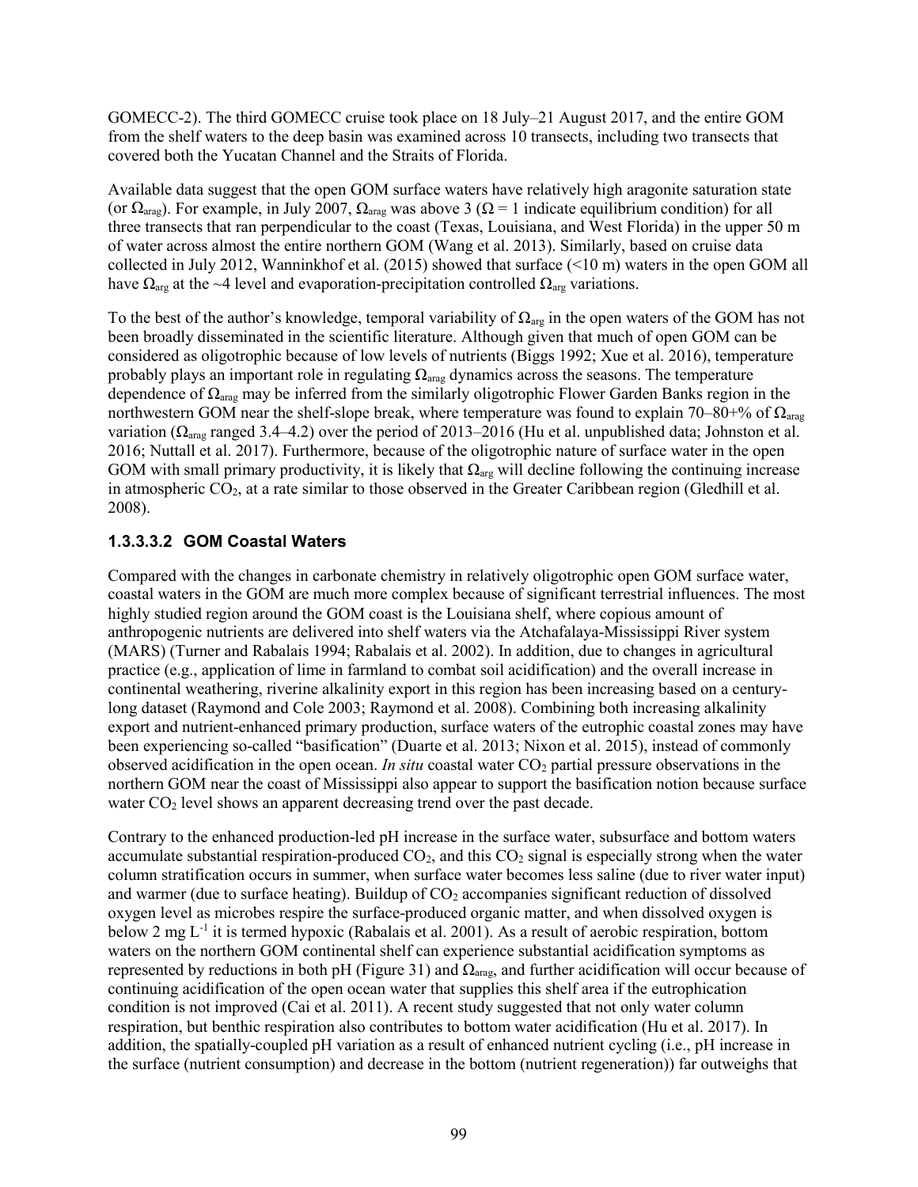GOMECC-2). The third GOMECC cruise took place on 18 July–21 August 2017, and the entire GOM from the shelf waters to the deep basin was examined across 10 transects, including two transects that covered both the Yucatan Channel and the Straits of Florida.

Available data suggest that the open GOM surface waters have relatively high aragonite saturation state (or $\Omega_{arag}$). For example, in July 2007, $\Omega_{arag}$ was above 3 ($\Omega = 1$ indicate equilibrium condition) for all three transects that ran perpendicular to the coast (Texas, Louisiana, and West Florida) in the upper 50 m of water across almost the entire northern GOM (Wang et al. 2013). Similarly, based on cruise data collected in July 2012, Wanninkhof et al. (2015) showed that surface (<10 m) waters in the open GOM all have $\Omega_{arg}$ at the ~4 level and evaporation-precipitation controlled $\Omega_{arg}$ variations.

To the best of the author's knowledge, temporal variability of $\Omega_{arg}$ in the open waters of the GOM has not been broadly disseminated in the scientific literature. Although given that much of open GOM can be considered as oligotrophic because of low levels of nutrients (Biggs 1992; Xue et al. 2016), temperature probably plays an important role in regulating $\Omega_{arag}$ dynamics across the seasons. The temperature dependence of $\Omega_{arag}$ may be inferred from the similarly oligotrophic Flower Garden Banks region in the northwestern GOM near the shelf-slope break, where temperature was found to explain 70–80+% of $\Omega_{arag}$ variation ($\Omega_{arag}$ ranged 3.4–4.2) over the period of 2013–2016 (Hu et al. unpublished data; Johnston et al. 2016; Nuttall et al. 2017). Furthermore, because of the oligotrophic nature of surface water in the open GOM with small primary productivity, it is likely that $\Omega_{arg}$ will decline following the continuing increase in atmospheric $CO_2$, at a rate similar to those observed in the Greater Caribbean region (Gledhill et al. 2008).

### 1.3.3.3.2 GOM Coastal Waters

Compared with the changes in carbonate chemistry in relatively oligotrophic open GOM surface water, coastal waters in the GOM are much more complex because of significant terrestrial influences. The most highly studied region around the GOM coast is the Louisiana shelf, where copious amount of anthropogenic nutrients are delivered into shelf waters via the Atchafalaya-Mississippi River system (MARS) (Turner and Rabalais 1994; Rabalais et al. 2002). In addition, due to changes in agricultural practice (e.g., application of lime in farmland to combat soil acidification) and the overall increase in continental weathering, riverine alkalinity export in this region has been increasing based on a century-long dataset (Raymond and Cole 2003; Raymond et al. 2008). Combining both increasing alkalinity export and nutrient-enhanced primary production, surface waters of the eutrophic coastal zones may have been experiencing so-called "basification" (Duarte et al. 2013; Nixon et al. 2015), instead of commonly observed acidification in the open ocean. *In situ* coastal water $CO_2$ partial pressure observations in the northern GOM near the coast of Mississippi also appear to support the basification notion because surface water $CO_2$ level shows an apparent decreasing trend over the past decade.

Contrary to the enhanced production-led pH increase in the surface water, subsurface and bottom waters accumulate substantial respiration-produced $CO_2$, and this $CO_2$ signal is especially strong when the water column stratification occurs in summer, when surface water becomes less saline (due to river water input) and warmer (due to surface heating). Buildup of $CO_2$ accompanies significant reduction of dissolved oxygen level as microbes respire the surface-produced organic matter, and when dissolved oxygen is below 2 mg $L^{-1}$ it is termed hypoxic (Rabalais et al. 2001). As a result of aerobic respiration, bottom waters on the northern GOM continental shelf can experience substantial acidification symptoms as represented by reductions in both pH (Figure 31) and $\Omega_{arag}$, and further acidification will occur because of continuing acidification of the open ocean water that supplies this shelf area if the eutrophication condition is not improved (Cai et al. 2011). A recent study suggested that not only water column respiration, but benthic respiration also contributes to bottom water acidification (Hu et al. 2017). In addition, the spatially-coupled pH variation as a result of enhanced nutrient cycling (i.e., pH increase in the surface (nutrient consumption) and decrease in the bottom (nutrient regeneration)) far outweighs that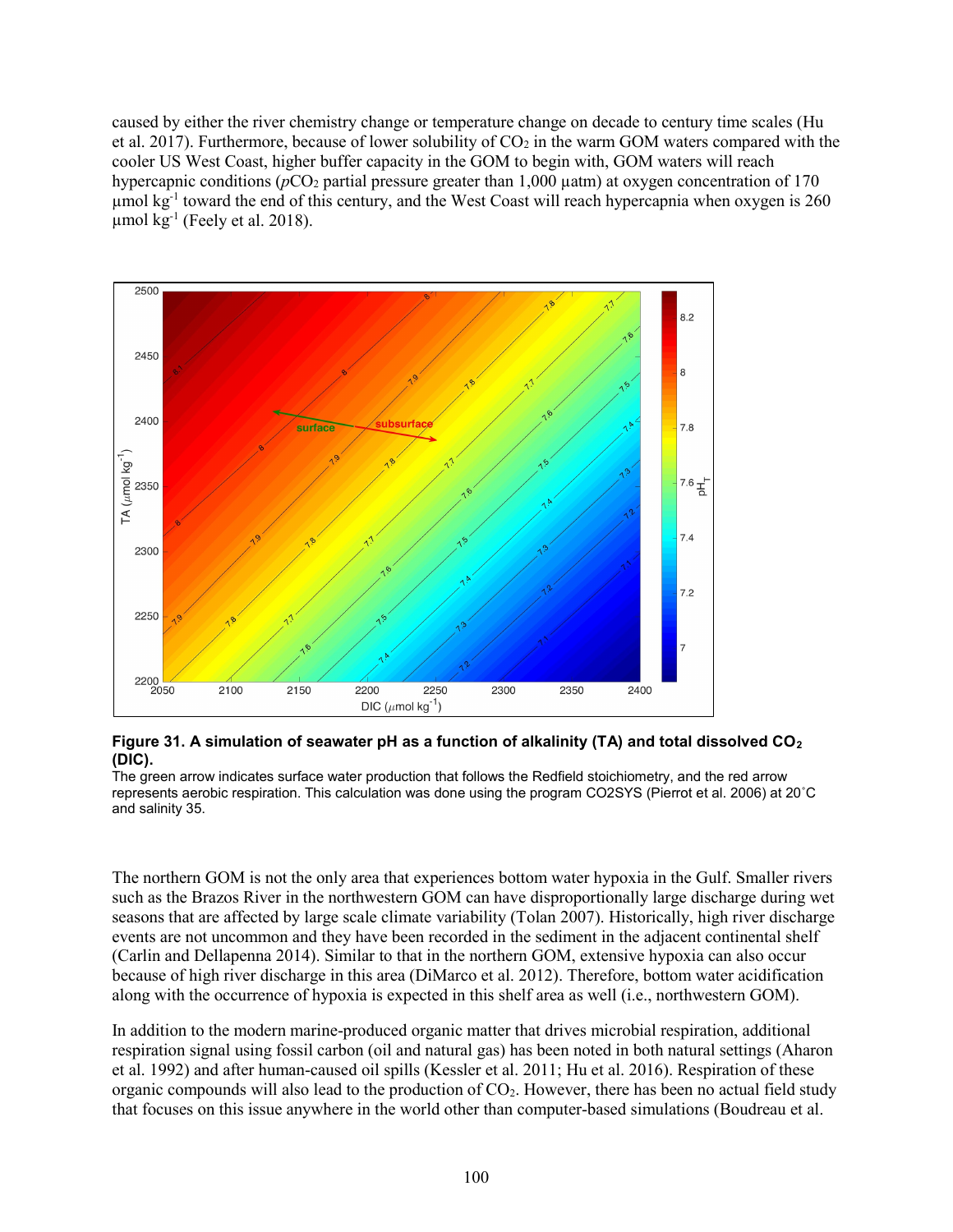caused by either the river chemistry change or temperature change on decade to century time scales (Hu et al. 2017). Furthermore, because of lower solubility of $CO_2$ in the warm GOM waters compared with the cooler US West Coast, higher buffer capacity in the GOM to begin with, GOM waters will reach hypercapnic conditions ($p$$CO_2$ partial pressure greater than 1,000 µatm) at oxygen concentration of 170 µmol $kg^{-1}$ toward the end of this century, and the West Coast will reach hypercapnia when oxygen is 260 µmol $kg^{-1}$ (Feely et al. 2018).

2500
2450
2400
2350
2300
2250
2200
TA (µmol $kg^{-1}$)
2050
2100
2150
2200
2250
2300
2350
2400
DIC (µmol $kg^{-1}$)
surface
subsurface
8.1
8
7.9
7.8
7.7
7.6
7.5
7.4
7.3
7.2
7.1
8.2
8
7.8
7.6
7.4
7.2
7
$pH_T$

**Figure 31. A simulation of seawater pH as a function of alkalinity (TA) and total dissolved $CO_2$ (DIC).**

The green arrow indicates surface water production that follows the Redfield stoichiometry, and the red arrow represents aerobic respiration. This calculation was done using the program CO2SYS (Pierrot et al. 2006) at 20˚C and salinity 35.

The northern GOM is not the only area that experiences bottom water hypoxia in the Gulf. Smaller rivers such as the Brazos River in the northwestern GOM can have disproportionally large discharge during wet seasons that are affected by large scale climate variability (Tolan 2007). Historically, high river discharge events are not uncommon and they have been recorded in the sediment in the adjacent continental shelf (Carlin and Dellapenna 2014). Similar to that in the northern GOM, extensive hypoxia can also occur because of high river discharge in this area (DiMarco et al. 2012). Therefore, bottom water acidification along with the occurrence of hypoxia is expected in this shelf area as well (i.e., northwestern GOM).

In addition to the modern marine-produced organic matter that drives microbial respiration, additional respiration signal using fossil carbon (oil and natural gas) has been noted in both natural settings (Aharon et al. 1992) and after human-caused oil spills (Kessler et al. 2011; Hu et al. 2016). Respiration of these organic compounds will also lead to the production of $CO_2$. However, there has been no actual field study that focuses on this issue anywhere in the world other than computer-based simulations (Boudreau et al.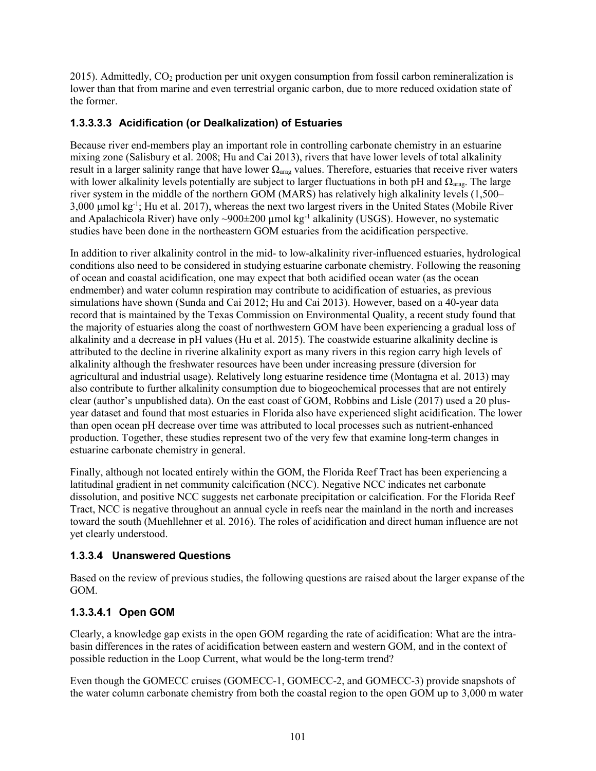2015). Admittedly, $CO_2$ production per unit oxygen consumption from fossil carbon remineralization is lower than that from marine and even terrestrial organic carbon, due to more reduced oxidation state of the former.

#### 1.3.3.3.3 Acidification (or Dealkalization) of Estuaries

Because river end-members play an important role in controlling carbonate chemistry in an estuarine mixing zone (Salisbury et al. 2008; Hu and Cai 2013), rivers that have lower levels of total alkalinity result in a larger salinity range that have lower $\Omega_{arag}$ values. Therefore, estuaries that receive river waters with lower alkalinity levels potentially are subject to larger fluctuations in both pH and $\Omega_{arag}$. The large river system in the middle of the northern GOM (MARS) has relatively high alkalinity levels (1,500–3,000 μmol $kg^{-1}$; Hu et al. 2017), whereas the next two largest rivers in the United States (Mobile River and Apalachicola River) have only ~900±200 μmol $kg^{-1}$ alkalinity (USGS). However, no systematic studies have been done in the northeastern GOM estuaries from the acidification perspective.

In addition to river alkalinity control in the mid- to low-alkalinity river-influenced estuaries, hydrological conditions also need to be considered in studying estuarine carbonate chemistry. Following the reasoning of ocean and coastal acidification, one may expect that both acidified ocean water (as the ocean endmember) and water column respiration may contribute to acidification of estuaries, as previous simulations have shown (Sunda and Cai 2012; Hu and Cai 2013). However, based on a 40-year data record that is maintained by the Texas Commission on Environmental Quality, a recent study found that the majority of estuaries along the coast of northwestern GOM have been experiencing a gradual loss of alkalinity and a decrease in pH values (Hu et al. 2015). The coastwide estuarine alkalinity decline is attributed to the decline in riverine alkalinity export as many rivers in this region carry high levels of alkalinity although the freshwater resources have been under increasing pressure (diversion for agricultural and industrial usage). Relatively long estuarine residence time (Montagna et al. 2013) may also contribute to further alkalinity consumption due to biogeochemical processes that are not entirely clear (author's unpublished data). On the east coast of GOM, Robbins and Lisle (2017) used a 20 plus-year dataset and found that most estuaries in Florida also have experienced slight acidification. The lower than open ocean pH decrease over time was attributed to local processes such as nutrient-enhanced production. Together, these studies represent two of the very few that examine long-term changes in estuarine carbonate chemistry in general.

Finally, although not located entirely within the GOM, the Florida Reef Tract has been experiencing a latitudinal gradient in net community calcification (NCC). Negative NCC indicates net carbonate dissolution, and positive NCC suggests net carbonate precipitation or calcification. For the Florida Reef Tract, NCC is negative throughout an annual cycle in reefs near the mainland in the north and increases toward the south (Muehllehner et al. 2016). The roles of acidification and direct human influence are not yet clearly understood.

### 1.3.3.4 Unanswered Questions

Based on the review of previous studies, the following questions are raised about the larger expanse of the GOM.

#### 1.3.3.4.1 Open GOM

Clearly, a knowledge gap exists in the open GOM regarding the rate of acidification: What are the intra-basin differences in the rates of acidification between eastern and western GOM, and in the context of possible reduction in the Loop Current, what would be the long-term trend?

Even though the GOMECC cruises (GOMECC-1, GOMECC-2, and GOMECC-3) provide snapshots of the water column carbonate chemistry from both the coastal region to the open GOM up to 3,000 m water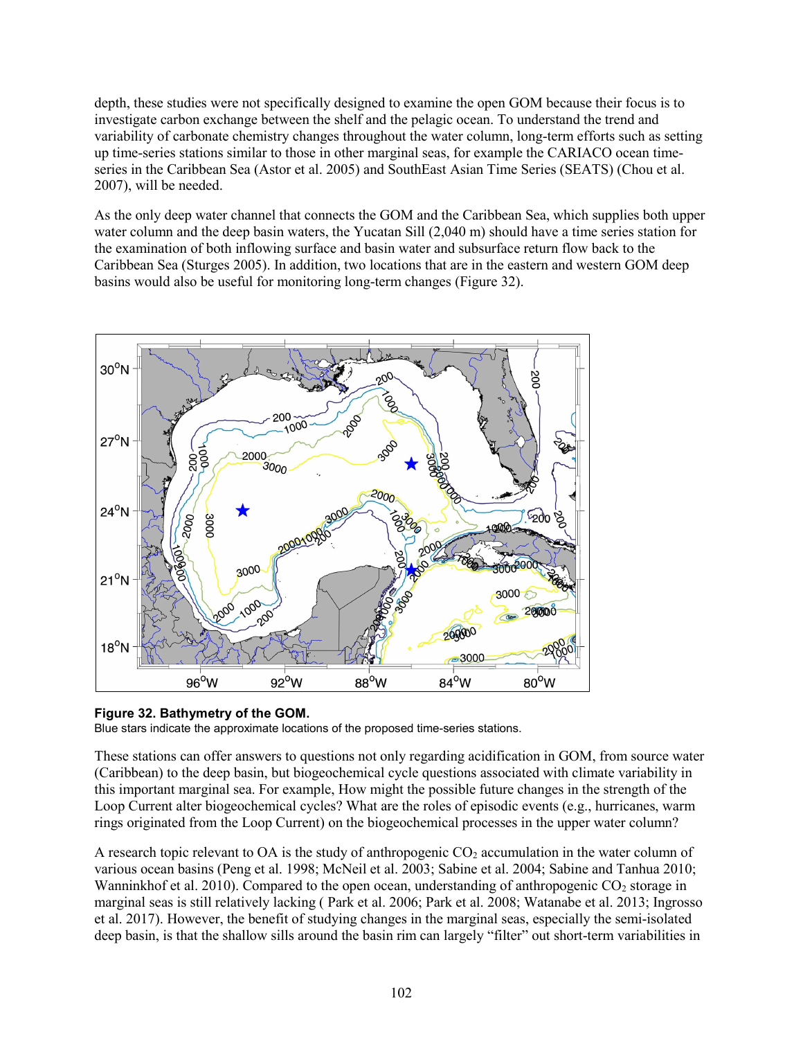depth, these studies were not specifically designed to examine the open GOM because their focus is to investigate carbon exchange between the shelf and the pelagic ocean. To understand the trend and variability of carbonate chemistry changes throughout the water column, long-term efforts such as setting up time-series stations similar to those in other marginal seas, for example the CARIACO ocean time-series in the Caribbean Sea (Astor et al. 2005) and SouthEast Asian Time Series (SEATS) (Chou et al. 2007), will be needed.

As the only deep water channel that connects the GOM and the Caribbean Sea, which supplies both upper water column and the deep basin waters, the Yucatan Sill (2,040 m) should have a time series station for the examination of both inflowing surface and basin water and subsurface return flow back to the Caribbean Sea (Sturges 2005). In addition, two locations that are in the eastern and western GOM deep basins would also be useful for monitoring long-term changes (Figure 32).

**Figure 32. Bathymetry of the GOM.**
Blue stars indicate the approximate locations of the proposed time-series stations.

These stations can offer answers to questions not only regarding acidification in GOM, from source water (Caribbean) to the deep basin, but biogeochemical cycle questions associated with climate variability in this important marginal sea. For example, How might the possible future changes in the strength of the Loop Current alter biogeochemical cycles? What are the roles of episodic events (e.g., hurricanes, warm rings originated from the Loop Current) on the biogeochemical processes in the upper water column?

A research topic relevant to OA is the study of anthropogenic $CO_2$ accumulation in the water column of various ocean basins (Peng et al. 1998; McNeil et al. 2003; Sabine et al. 2004; Sabine and Tanhua 2010; Wanninkhof et al. 2010). Compared to the open ocean, understanding of anthropogenic $CO_2$ storage in marginal seas is still relatively lacking ( Park et al. 2006; Park et al. 2008; Watanabe et al. 2013; Ingrosso et al. 2017). However, the benefit of studying changes in the marginal seas, especially the semi-isolated deep basin, is that the shallow sills around the basin rim can largely "filter" out short-term variabilities in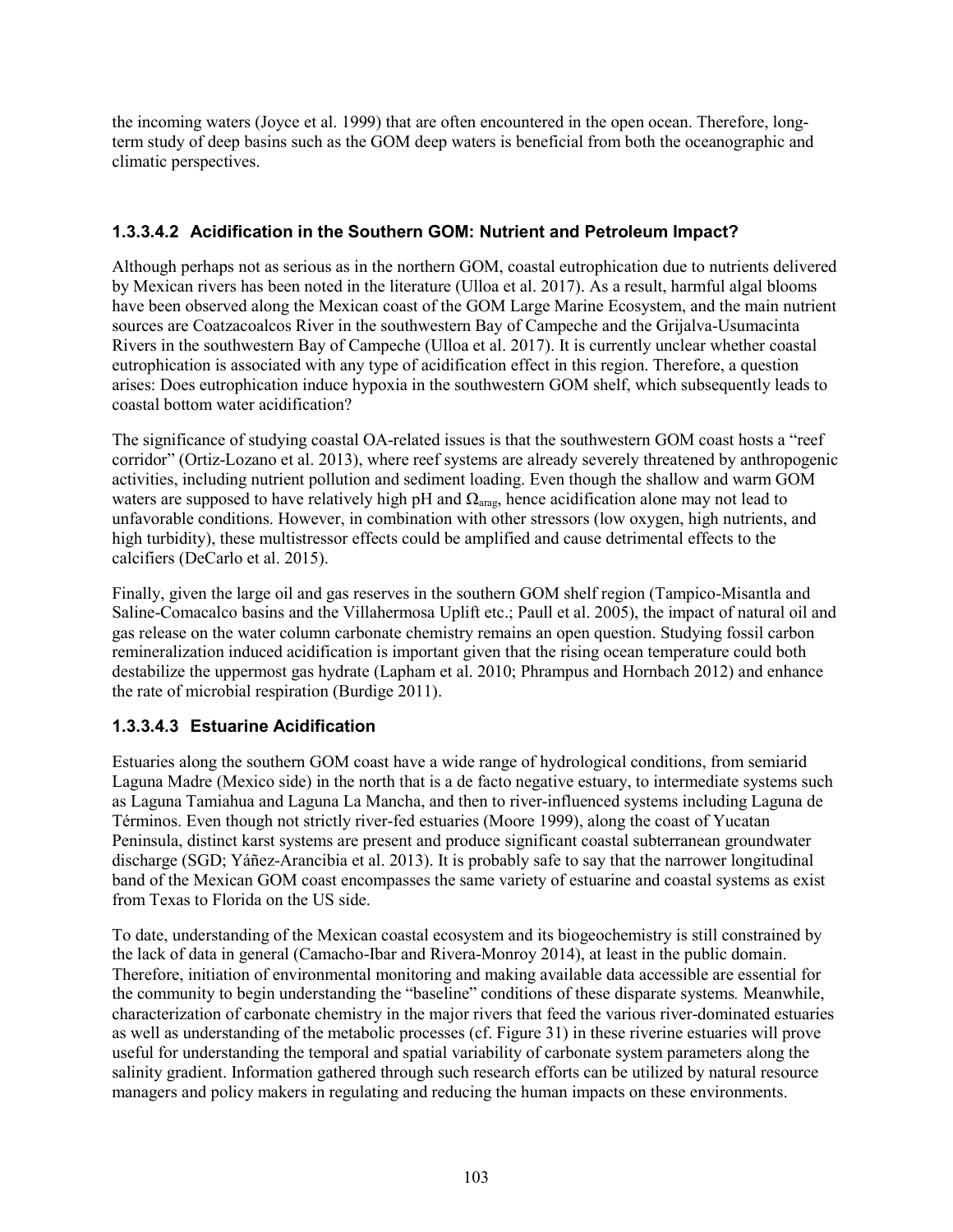the incoming waters (Joyce et al. 1999) that are often encountered in the open ocean. Therefore, long-term study of deep basins such as the GOM deep waters is beneficial from both the oceanographic and climatic perspectives.

#### 1.3.3.4.2 Acidification in the Southern GOM: Nutrient and Petroleum Impact?

Although perhaps not as serious as in the northern GOM, coastal eutrophication due to nutrients delivered by Mexican rivers has been noted in the literature (Ulloa et al. 2017). As a result, harmful algal blooms have been observed along the Mexican coast of the GOM Large Marine Ecosystem, and the main nutrient sources are Coatzacoalcos River in the southwestern Bay of Campeche and the Grijalva-Usumacinta Rivers in the southwestern Bay of Campeche (Ulloa et al. 2017). It is currently unclear whether coastal eutrophication is associated with any type of acidification effect in this region. Therefore, a question arises: Does eutrophication induce hypoxia in the southwestern GOM shelf, which subsequently leads to coastal bottom water acidification?

The significance of studying coastal OA-related issues is that the southwestern GOM coast hosts a "reef corridor" (Ortiz-Lozano et al. 2013), where reef systems are already severely threatened by anthropogenic activities, including nutrient pollution and sediment loading. Even though the shallow and warm GOM waters are supposed to have relatively high pH and $\Omega_{arag}$, hence acidification alone may not lead to unfavorable conditions. However, in combination with other stressors (low oxygen, high nutrients, and high turbidity), these multistressor effects could be amplified and cause detrimental effects to the calcifiers (DeCarlo et al. 2015).

Finally, given the large oil and gas reserves in the southern GOM shelf region (Tampico-Misantla and Saline-Comacalco basins and the Villahermosa Uplift etc.; Paull et al. 2005), the impact of natural oil and gas release on the water column carbonate chemistry remains an open question. Studying fossil carbon remineralization induced acidification is important given that the rising ocean temperature could both destabilize the uppermost gas hydrate (Lapham et al. 2010; Phrampus and Hornbach 2012) and enhance the rate of microbial respiration (Burdige 2011).

#### 1.3.3.4.3 Estuarine Acidification

Estuaries along the southern GOM coast have a wide range of hydrological conditions, from semiarid Laguna Madre (Mexico side) in the north that is a de facto negative estuary, to intermediate systems such as Laguna Tamiahua and Laguna La Mancha, and then to river-influenced systems including Laguna de Términos. Even though not strictly river-fed estuaries (Moore 1999), along the coast of Yucatan Peninsula, distinct karst systems are present and produce significant coastal subterranean groundwater discharge (SGD; Yáñez-Arancibia et al. 2013). It is probably safe to say that the narrower longitudinal band of the Mexican GOM coast encompasses the same variety of estuarine and coastal systems as exist from Texas to Florida on the US side.

To date, understanding of the Mexican coastal ecosystem and its biogeochemistry is still constrained by the lack of data in general (Camacho-Ibar and Rivera-Monroy 2014), at least in the public domain. Therefore, initiation of environmental monitoring and making available data accessible are essential for the community to begin understanding the "baseline" conditions of these disparate systems*.* Meanwhile, characterization of carbonate chemistry in the major rivers that feed the various river-dominated estuaries as well as understanding of the metabolic processes (cf. Figure 31) in these riverine estuaries will prove useful for understanding the temporal and spatial variability of carbonate system parameters along the salinity gradient. Information gathered through such research efforts can be utilized by natural resource managers and policy makers in regulating and reducing the human impacts on these environments.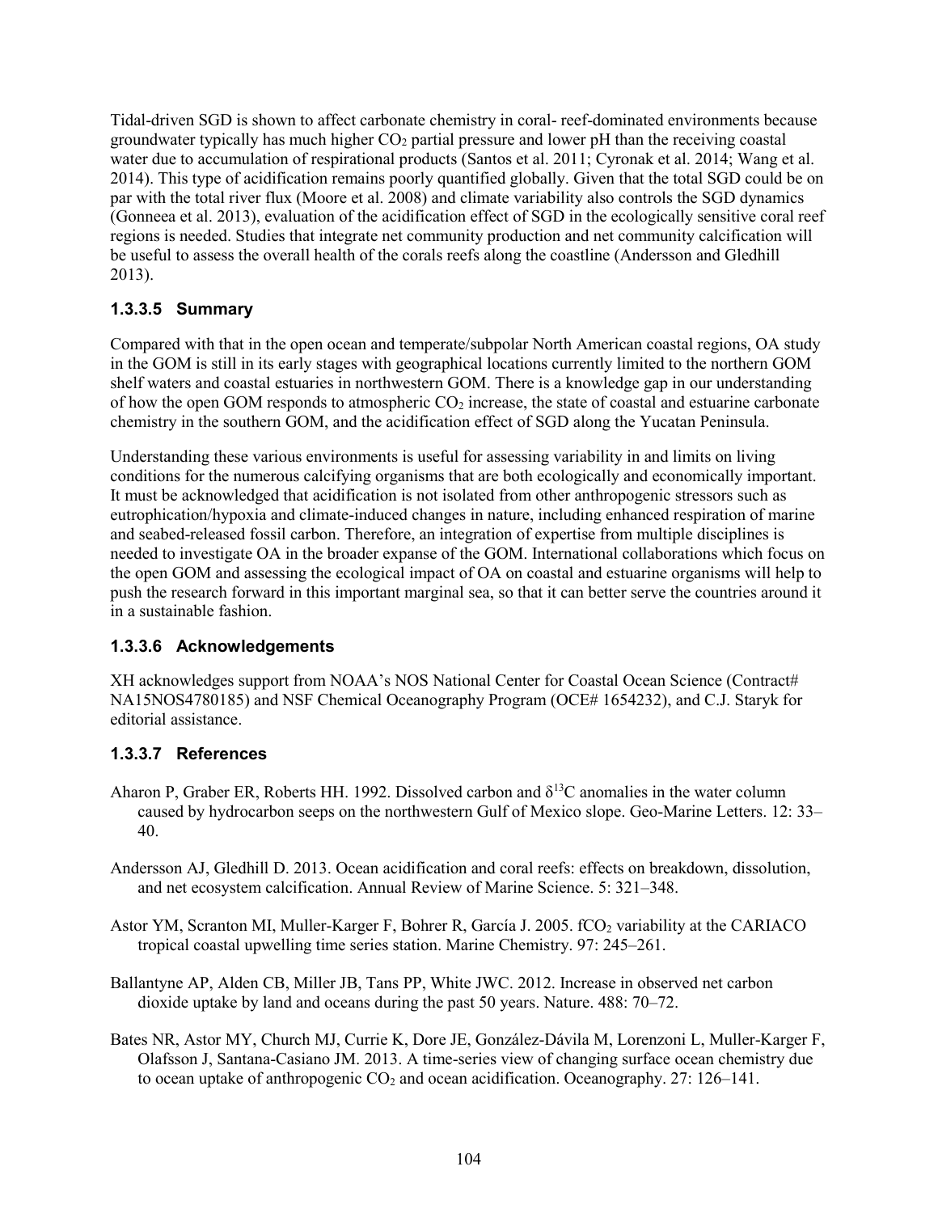Tidal-driven SGD is shown to affect carbonate chemistry in coral- reef-dominated environments because groundwater typically has much higher $CO_2$ partial pressure and lower pH than the receiving coastal water due to accumulation of respirational products (Santos et al. 2011; Cyronak et al. 2014; Wang et al. 2014). This type of acidification remains poorly quantified globally. Given that the total SGD could be on par with the total river flux (Moore et al. 2008) and climate variability also controls the SGD dynamics (Gonneea et al. 2013), evaluation of the acidification effect of SGD in the ecologically sensitive coral reef regions is needed. Studies that integrate net community production and net community calcification will be useful to assess the overall health of the corals reefs along the coastline (Andersson and Gledhill 2013).

#### 1.3.3.5 Summary

Compared with that in the open ocean and temperate/subpolar North American coastal regions, OA study in the GOM is still in its early stages with geographical locations currently limited to the northern GOM shelf waters and coastal estuaries in northwestern GOM. There is a knowledge gap in our understanding of how the open GOM responds to atmospheric $CO_2$ increase, the state of coastal and estuarine carbonate chemistry in the southern GOM, and the acidification effect of SGD along the Yucatan Peninsula.

Understanding these various environments is useful for assessing variability in and limits on living conditions for the numerous calcifying organisms that are both ecologically and economically important. It must be acknowledged that acidification is not isolated from other anthropogenic stressors such as eutrophication/hypoxia and climate-induced changes in nature, including enhanced respiration of marine and seabed-released fossil carbon. Therefore, an integration of expertise from multiple disciplines is needed to investigate OA in the broader expanse of the GOM. International collaborations which focus on the open GOM and assessing the ecological impact of OA on coastal and estuarine organisms will help to push the research forward in this important marginal sea, so that it can better serve the countries around it in a sustainable fashion.

#### 1.3.3.6 Acknowledgements

XH acknowledges support from NOAA's NOS National Center for Coastal Ocean Science (Contract# NA15NOS4780185) and NSF Chemical Oceanography Program (OCE# 1654232), and C.J. Staryk for editorial assistance.

#### 1.3.3.7 References

Aharon P, Graber ER, Roberts HH. 1992. Dissolved carbon and $\delta^{13}C$ anomalies in the water column caused by hydrocarbon seeps on the northwestern Gulf of Mexico slope. Geo-Marine Letters. 12: 33–40.

Andersson AJ, Gledhill D. 2013. Ocean acidification and coral reefs: effects on breakdown, dissolution, and net ecosystem calcification. Annual Review of Marine Science. 5: 321–348.

Astor YM, Scranton MI, Muller-Karger F, Bohrer R, García J. 2005. $fCO_2$ variability at the CARIACO tropical coastal upwelling time series station. Marine Chemistry. 97: 245–261.

Ballantyne AP, Alden CB, Miller JB, Tans PP, White JWC. 2012. Increase in observed net carbon dioxide uptake by land and oceans during the past 50 years. Nature. 488: 70–72.

Bates NR, Astor MY, Church MJ, Currie K, Dore JE, González-Dávila M, Lorenzoni L, Muller-Karger F, Olafsson J, Santana-Casiano JM. 2013. A time-series view of changing surface ocean chemistry due to ocean uptake of anthropogenic $CO_2$ and ocean acidification. Oceanography. 27: 126–141.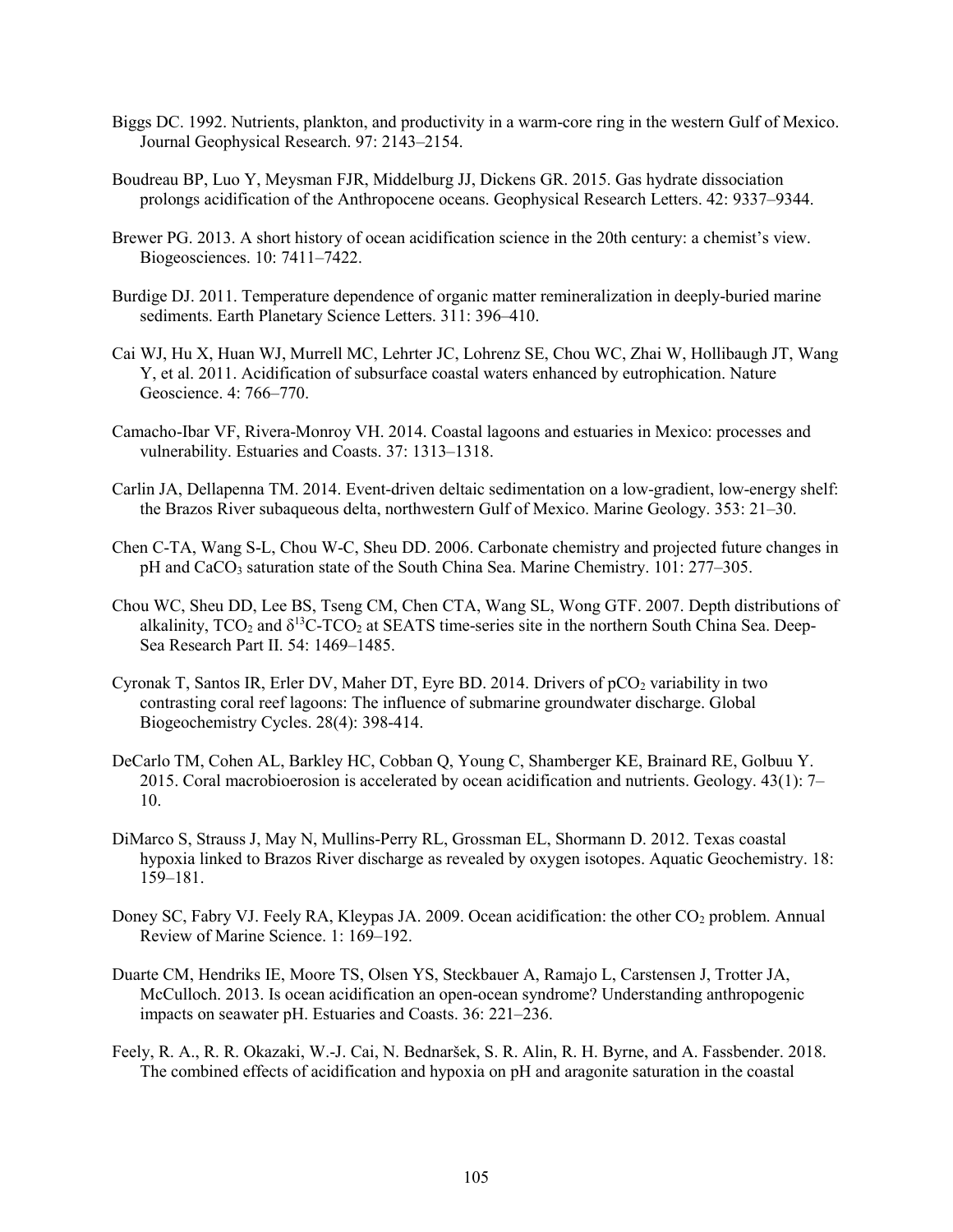Biggs DC. 1992. Nutrients, plankton, and productivity in a warm-core ring in the western Gulf of Mexico. Journal Geophysical Research. 97: 2143–2154.

Boudreau BP, Luo Y, Meysman FJR, Middelburg JJ, Dickens GR. 2015. Gas hydrate dissociation prolongs acidification of the Anthropocene oceans. Geophysical Research Letters. 42: 9337–9344.

Brewer PG. 2013. A short history of ocean acidification science in the 20th century: a chemist's view. Biogeosciences. 10: 7411–7422.

Burdige DJ. 2011. Temperature dependence of organic matter remineralization in deeply-buried marine sediments. Earth Planetary Science Letters. 311: 396–410.

Cai WJ, Hu X, Huan WJ, Murrell MC, Lehrter JC, Lohrenz SE, Chou WC, Zhai W, Hollibaugh JT, Wang Y, et al. 2011. Acidification of subsurface coastal waters enhanced by eutrophication. Nature Geoscience. 4: 766–770.

Camacho-Ibar VF, Rivera-Monroy VH. 2014. Coastal lagoons and estuaries in Mexico: processes and vulnerability. Estuaries and Coasts. 37: 1313–1318.

Carlin JA, Dellapenna TM. 2014. Event-driven deltaic sedimentation on a low-gradient, low-energy shelf: the Brazos River subaqueous delta, northwestern Gulf of Mexico. Marine Geology. 353: 21–30.

Chen C-TA, Wang S-L, Chou W-C, Sheu DD. 2006. Carbonate chemistry and projected future changes in pH and $CaCO_3$ saturation state of the South China Sea. Marine Chemistry. 101: 277–305.

Chou WC, Sheu DD, Lee BS, Tseng CM, Chen CTA, Wang SL, Wong GTF. 2007. Depth distributions of alkalinity, $TCO_2$ and $\delta^{13}C$-$TCO_2$ at SEATS time-series site in the northern South China Sea. Deep-Sea Research Part II. 54: 1469–1485.

Cyronak T, Santos IR, Erler DV, Maher DT, Eyre BD. 2014. Drivers of $pCO_2$ variability in two contrasting coral reef lagoons: The influence of submarine groundwater discharge. Global Biogeochemistry Cycles. 28(4): 398-414.

DeCarlo TM, Cohen AL, Barkley HC, Cobban Q, Young C, Shamberger KE, Brainard RE, Golbuu Y. 2015. Coral macrobioerosion is accelerated by ocean acidification and nutrients. Geology. 43(1): 7–10.

DiMarco S, Strauss J, May N, Mullins-Perry RL, Grossman EL, Shormann D. 2012. Texas coastal hypoxia linked to Brazos River discharge as revealed by oxygen isotopes. Aquatic Geochemistry. 18: 159–181.

Doney SC, Fabry VJ. Feely RA, Kleypas JA. 2009. Ocean acidification: the other $CO_2$ problem. Annual Review of Marine Science. 1: 169–192.

Duarte CM, Hendriks IE, Moore TS, Olsen YS, Steckbauer A, Ramajo L, Carstensen J, Trotter JA, McCulloch. 2013. Is ocean acidification an open-ocean syndrome? Understanding anthropogenic impacts on seawater pH. Estuaries and Coasts. 36: 221–236.

Feely, R. A., R. R. Okazaki, W.-J. Cai, N. Bednaršek, S. R. Alin, R. H. Byrne, and A. Fassbender. 2018. The combined effects of acidification and hypoxia on pH and aragonite saturation in the coastal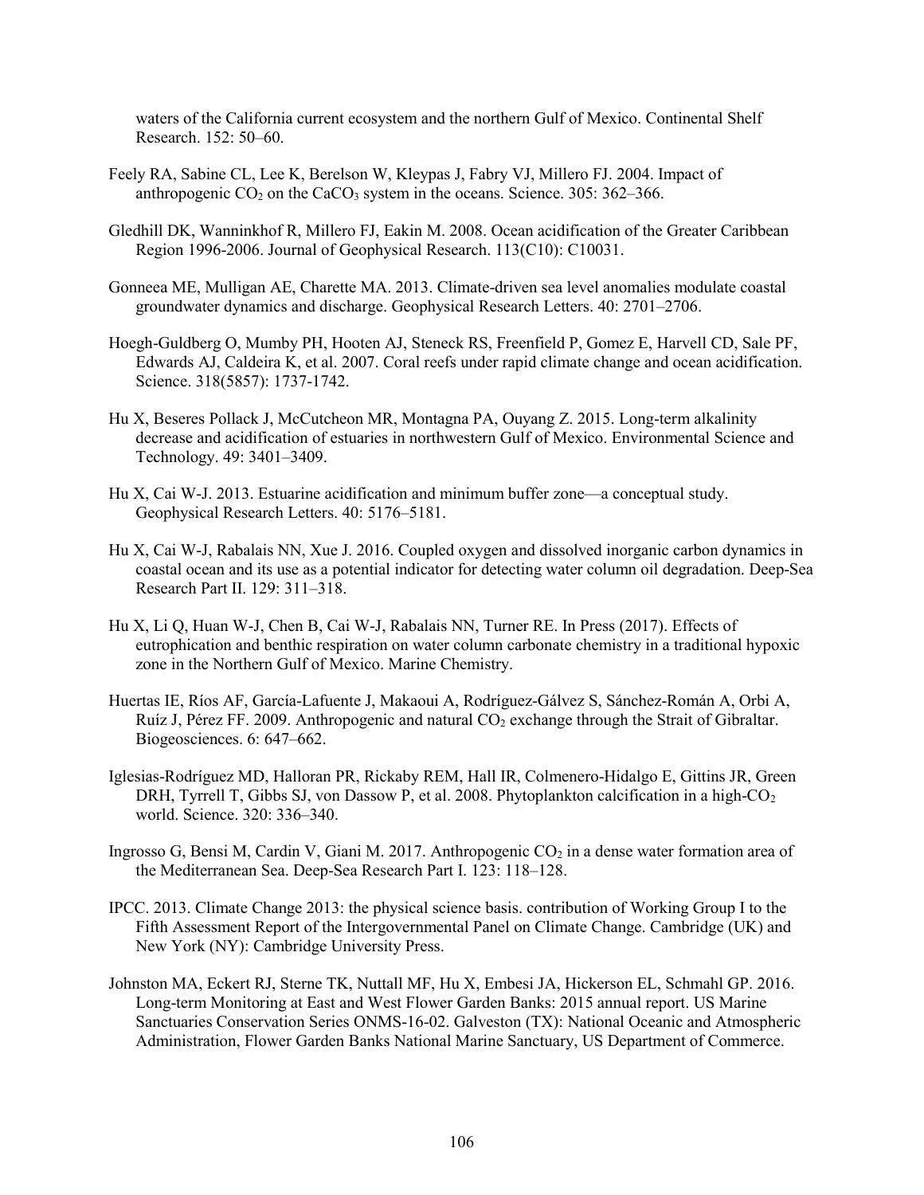waters of the California current ecosystem and the northern Gulf of Mexico. Continental Shelf Research. 152: 50–60.

Feely RA, Sabine CL, Lee K, Berelson W, Kleypas J, Fabry VJ, Millero FJ. 2004. Impact of anthropogenic $CO_2$ on the $CaCO_3$ system in the oceans. Science. 305: 362–366.

Gledhill DK, Wanninkhof R, Millero FJ, Eakin M. 2008. Ocean acidification of the Greater Caribbean Region 1996-2006. Journal of Geophysical Research. 113(C10): C10031.

Gonneea ME, Mulligan AE, Charette MA. 2013. Climate-driven sea level anomalies modulate coastal groundwater dynamics and discharge. Geophysical Research Letters. 40: 2701–2706.

Hoegh-Guldberg O, Mumby PH, Hooten AJ, Steneck RS, Freenfield P, Gomez E, Harvell CD, Sale PF, Edwards AJ, Caldeira K, et al. 2007. Coral reefs under rapid climate change and ocean acidification. Science. 318(5857): 1737-1742.

Hu X, Beseres Pollack J, McCutcheon MR, Montagna PA, Ouyang Z. 2015. Long-term alkalinity decrease and acidification of estuaries in northwestern Gulf of Mexico. Environmental Science and Technology. 49: 3401–3409.

Hu X, Cai W-J. 2013. Estuarine acidification and minimum buffer zone—a conceptual study. Geophysical Research Letters. 40: 5176–5181.

Hu X, Cai W-J, Rabalais NN, Xue J. 2016. Coupled oxygen and dissolved inorganic carbon dynamics in coastal ocean and its use as a potential indicator for detecting water column oil degradation. Deep-Sea Research Part II. 129: 311–318.

Hu X, Li Q, Huan W-J, Chen B, Cai W-J, Rabalais NN, Turner RE. In Press (2017). Effects of eutrophication and benthic respiration on water column carbonate chemistry in a traditional hypoxic zone in the Northern Gulf of Mexico. Marine Chemistry.

Huertas IE, Ríos AF, García-Lafuente J, Makaoui A, Rodríguez-Gálvez S, Sánchez-Román A, Orbi A, Ruíz J, Pérez FF. 2009. Anthropogenic and natural $CO_2$ exchange through the Strait of Gibraltar. Biogeosciences. 6: 647–662.

Iglesias-Rodríguez MD, Halloran PR, Rickaby REM, Hall IR, Colmenero-Hidalgo E, Gittins JR, Green DRH, Tyrrell T, Gibbs SJ, von Dassow P, et al. 2008. Phytoplankton calcification in a high-$CO_2$ world. Science. 320: 336–340.

Ingrosso G, Bensi M, Cardin V, Giani M. 2017. Anthropogenic $CO_2$ in a dense water formation area of the Mediterranean Sea. Deep-Sea Research Part I. 123: 118–128.

IPCC. 2013. Climate Change 2013: the physical science basis. contribution of Working Group I to the Fifth Assessment Report of the Intergovernmental Panel on Climate Change. Cambridge (UK) and New York (NY): Cambridge University Press.

Johnston MA, Eckert RJ, Sterne TK, Nuttall MF, Hu X, Embesi JA, Hickerson EL, Schmahl GP. 2016. Long-term Monitoring at East and West Flower Garden Banks: 2015 annual report. US Marine Sanctuaries Conservation Series ONMS-16-02. Galveston (TX): National Oceanic and Atmospheric Administration, Flower Garden Banks National Marine Sanctuary, US Department of Commerce.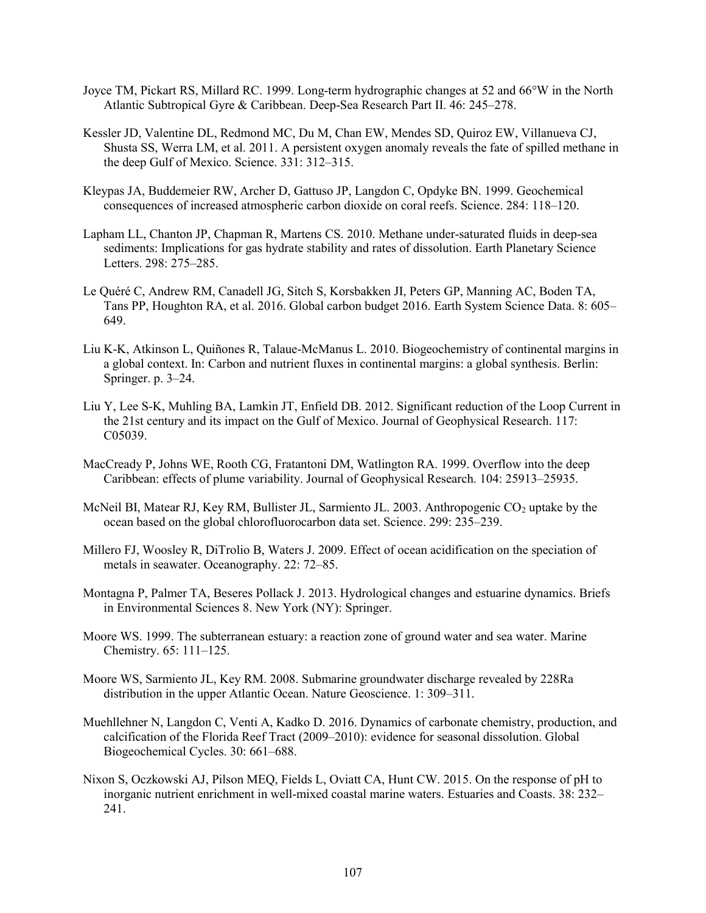Joyce TM, Pickart RS, Millard RC. 1999. Long-term hydrographic changes at 52 and 66°W in the North Atlantic Subtropical Gyre & Caribbean. Deep-Sea Research Part II. 46: 245–278.

Kessler JD, Valentine DL, Redmond MC, Du M, Chan EW, Mendes SD, Quiroz EW, Villanueva CJ, Shusta SS, Werra LM, et al. 2011. A persistent oxygen anomaly reveals the fate of spilled methane in the deep Gulf of Mexico. Science. 331: 312–315.

Kleypas JA, Buddemeier RW, Archer D, Gattuso JP, Langdon C, Opdyke BN. 1999. Geochemical consequences of increased atmospheric carbon dioxide on coral reefs. Science. 284: 118–120.

Lapham LL, Chanton JP, Chapman R, Martens CS. 2010. Methane under-saturated fluids in deep-sea sediments: Implications for gas hydrate stability and rates of dissolution. Earth Planetary Science Letters. 298: 275–285.

Le Quéré C, Andrew RM, Canadell JG, Sitch S, Korsbakken JI, Peters GP, Manning AC, Boden TA, Tans PP, Houghton RA, et al. 2016. Global carbon budget 2016. Earth System Science Data. 8: 605–649.

Liu K-K, Atkinson L, Quiñones R, Talaue-McManus L. 2010. Biogeochemistry of continental margins in a global context. In: Carbon and nutrient fluxes in continental margins: a global synthesis. Berlin: Springer. p. 3–24.

Liu Y, Lee S-K, Muhling BA, Lamkin JT, Enfield DB. 2012. Significant reduction of the Loop Current in the 21st century and its impact on the Gulf of Mexico. Journal of Geophysical Research. 117: C05039.

MacCready P, Johns WE, Rooth CG, Fratantoni DM, Watlington RA. 1999. Overflow into the deep Caribbean: effects of plume variability. Journal of Geophysical Research. 104: 25913–25935.

McNeil BI, Matear RJ, Key RM, Bullister JL, Sarmiento JL. 2003. Anthropogenic $CO_2$ uptake by the ocean based on the global chlorofluorocarbon data set. Science. 299: 235–239.

Millero FJ, Woosley R, DiTrolio B, Waters J. 2009. Effect of ocean acidification on the speciation of metals in seawater. Oceanography. 22: 72–85.

Montagna P, Palmer TA, Beseres Pollack J. 2013. Hydrological changes and estuarine dynamics. Briefs in Environmental Sciences 8. New York (NY): Springer.

Moore WS. 1999. The subterranean estuary: a reaction zone of ground water and sea water. Marine Chemistry. 65: 111–125.

Moore WS, Sarmiento JL, Key RM. 2008. Submarine groundwater discharge revealed by 228Ra distribution in the upper Atlantic Ocean. Nature Geoscience. 1: 309–311.

Muehllehner N, Langdon C, Venti A, Kadko D. 2016. Dynamics of carbonate chemistry, production, and calcification of the Florida Reef Tract (2009–2010): evidence for seasonal dissolution. Global Biogeochemical Cycles. 30: 661–688.

Nixon S, Oczkowski AJ, Pilson MEQ, Fields L, Oviatt CA, Hunt CW. 2015. On the response of pH to inorganic nutrient enrichment in well-mixed coastal marine waters. Estuaries and Coasts. 38: 232–241.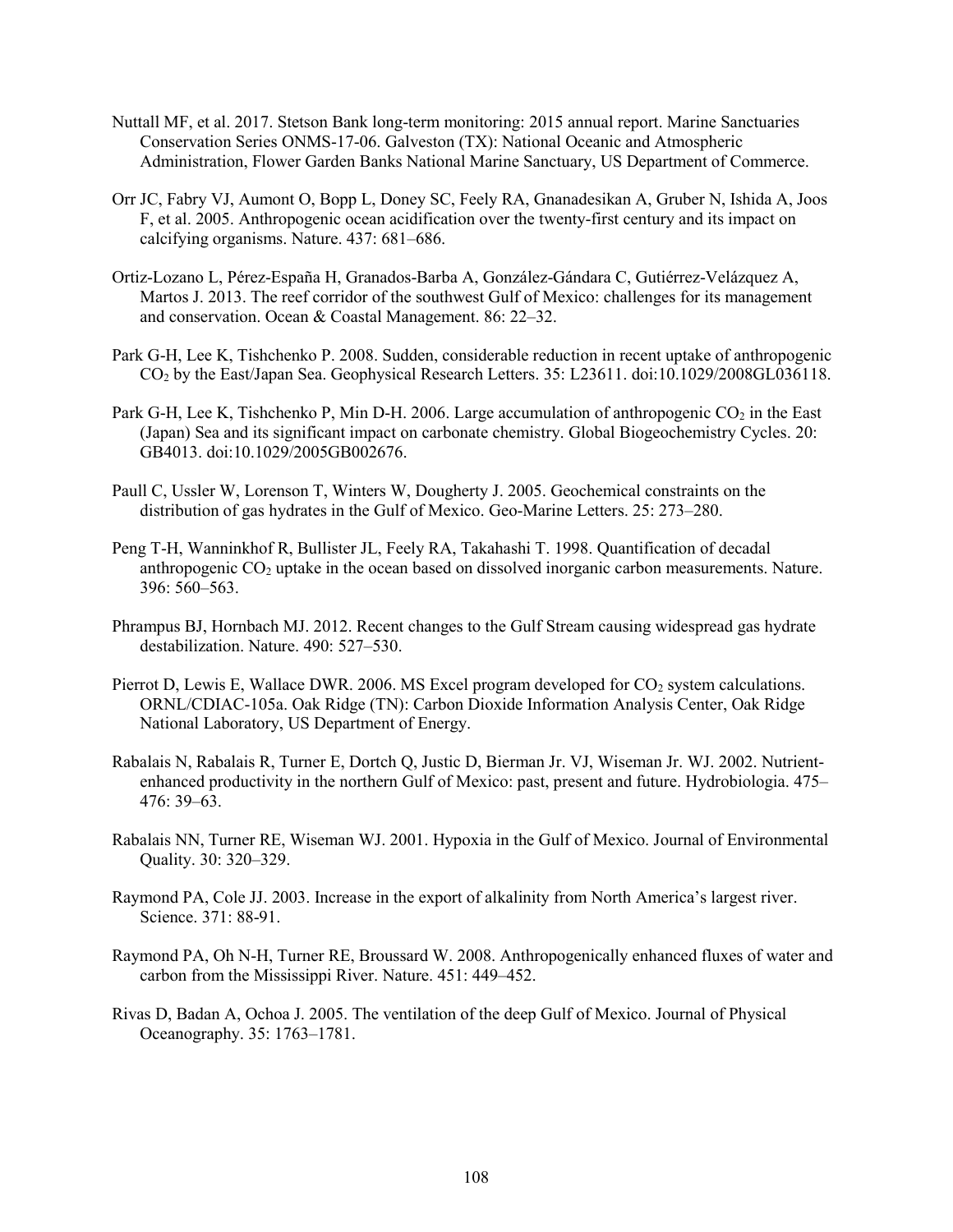Nuttall MF, et al. 2017. Stetson Bank long-term monitoring: 2015 annual report. Marine Sanctuaries Conservation Series ONMS-17-06. Galveston (TX): National Oceanic and Atmospheric Administration, Flower Garden Banks National Marine Sanctuary, US Department of Commerce.

Orr JC, Fabry VJ, Aumont O, Bopp L, Doney SC, Feely RA, Gnanadesikan A, Gruber N, Ishida A, Joos F, et al. 2005. Anthropogenic ocean acidification over the twenty-first century and its impact on calcifying organisms. Nature. 437: 681–686.

Ortiz-Lozano L, Pérez-España H, Granados-Barba A, González-Gándara C, Gutiérrez-Velázquez A, Martos J. 2013. The reef corridor of the southwest Gulf of Mexico: challenges for its management and conservation. Ocean & Coastal Management. 86: 22–32.

Park G-H, Lee K, Tishchenko P. 2008. Sudden, considerable reduction in recent uptake of anthropogenic $CO_2$ by the East/Japan Sea. Geophysical Research Letters. 35: L23611. doi:10.1029/2008GL036118.

Park G-H, Lee K, Tishchenko P, Min D-H. 2006. Large accumulation of anthropogenic $CO_2$ in the East (Japan) Sea and its significant impact on carbonate chemistry. Global Biogeochemistry Cycles. 20: GB4013. doi:10.1029/2005GB002676.

Paull C, Ussler W, Lorenson T, Winters W, Dougherty J. 2005. Geochemical constraints on the distribution of gas hydrates in the Gulf of Mexico. Geo-Marine Letters. 25: 273–280.

Peng T-H, Wanninkhof R, Bullister JL, Feely RA, Takahashi T. 1998. Quantification of decadal anthropogenic $CO_2$ uptake in the ocean based on dissolved inorganic carbon measurements. Nature. 396: 560–563.

Phrampus BJ, Hornbach MJ. 2012. Recent changes to the Gulf Stream causing widespread gas hydrate destabilization. Nature. 490: 527–530.

Pierrot D, Lewis E, Wallace DWR. 2006. MS Excel program developed for $CO_2$ system calculations. ORNL/CDIAC-105a. Oak Ridge (TN): Carbon Dioxide Information Analysis Center, Oak Ridge National Laboratory, US Department of Energy.

Rabalais N, Rabalais R, Turner E, Dortch Q, Justic D, Bierman Jr. VJ, Wiseman Jr. WJ. 2002. Nutrient-enhanced productivity in the northern Gulf of Mexico: past, present and future. Hydrobiologia. 475–476: 39–63.

Rabalais NN, Turner RE, Wiseman WJ. 2001. Hypoxia in the Gulf of Mexico. Journal of Environmental Quality. 30: 320–329.

Raymond PA, Cole JJ. 2003. Increase in the export of alkalinity from North America's largest river. Science. 371: 88-91.

Raymond PA, Oh N-H, Turner RE, Broussard W. 2008. Anthropogenically enhanced fluxes of water and carbon from the Mississippi River. Nature. 451: 449–452.

Rivas D, Badan A, Ochoa J. 2005. The ventilation of the deep Gulf of Mexico. Journal of Physical Oceanography. 35: 1763–1781.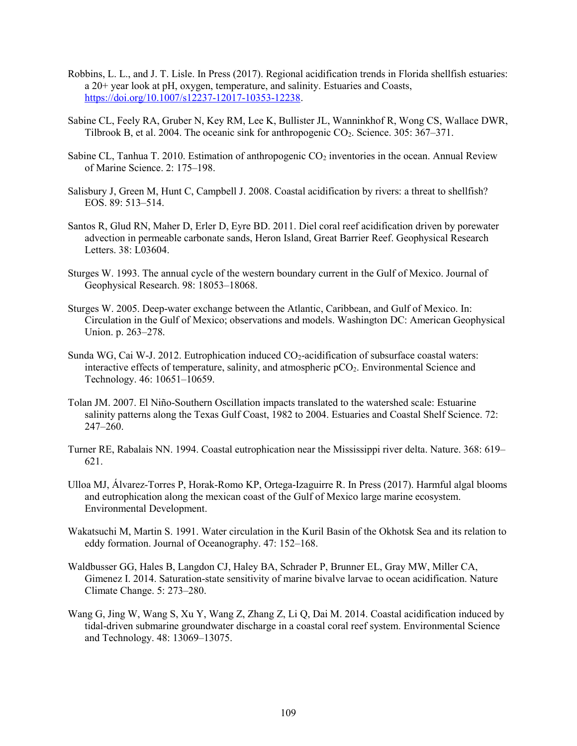Robbins, L. L., and J. T. Lisle. In Press (2017). Regional acidification trends in Florida shellfish estuaries: a 20+ year look at pH, oxygen, temperature, and salinity. Estuaries and Coasts, https://doi.org/10.1007/s12237-12017-10353-12238.

Sabine CL, Feely RA, Gruber N, Key RM, Lee K, Bullister JL, Wanninkhof R, Wong CS, Wallace DWR, Tilbrook B, et al. 2004. The oceanic sink for anthropogenic $CO_2$. Science. 305: 367–371.

Sabine CL, Tanhua T. 2010. Estimation of anthropogenic $CO_2$ inventories in the ocean. Annual Review of Marine Science. 2: 175–198.

Salisbury J, Green M, Hunt C, Campbell J. 2008. Coastal acidification by rivers: a threat to shellfish? EOS. 89: 513–514.

Santos R, Glud RN, Maher D, Erler D, Eyre BD. 2011. Diel coral reef acidification driven by porewater advection in permeable carbonate sands, Heron Island, Great Barrier Reef. Geophysical Research Letters. 38: L03604.

Sturges W. 1993. The annual cycle of the western boundary current in the Gulf of Mexico. Journal of Geophysical Research. 98: 18053–18068.

Sturges W. 2005. Deep-water exchange between the Atlantic, Caribbean, and Gulf of Mexico. In: Circulation in the Gulf of Mexico; observations and models. Washington DC: American Geophysical Union. p. 263–278.

Sunda WG, Cai W-J. 2012. Eutrophication induced $CO_2$-acidification of subsurface coastal waters: interactive effects of temperature, salinity, and atmospheric $pCO_2$. Environmental Science and Technology. 46: 10651–10659.

Tolan JM. 2007. El Niño-Southern Oscillation impacts translated to the watershed scale: Estuarine salinity patterns along the Texas Gulf Coast, 1982 to 2004. Estuaries and Coastal Shelf Science. 72: 247–260.

Turner RE, Rabalais NN. 1994. Coastal eutrophication near the Mississippi river delta. Nature. 368: 619–621.

Ulloa MJ, Álvarez-Torres P, Horak-Romo KP, Ortega-Izaguirre R. In Press (2017). Harmful algal blooms and eutrophication along the mexican coast of the Gulf of Mexico large marine ecosystem. Environmental Development.

Wakatsuchi M, Martin S. 1991. Water circulation in the Kuril Basin of the Okhotsk Sea and its relation to eddy formation. Journal of Oceanography. 47: 152–168.

Waldbusser GG, Hales B, Langdon CJ, Haley BA, Schrader P, Brunner EL, Gray MW, Miller CA, Gimenez I. 2014. Saturation-state sensitivity of marine bivalve larvae to ocean acidification. Nature Climate Change. 5: 273–280.

Wang G, Jing W, Wang S, Xu Y, Wang Z, Zhang Z, Li Q, Dai M. 2014. Coastal acidification induced by tidal-driven submarine groundwater discharge in a coastal coral reef system. Environmental Science and Technology. 48: 13069–13075.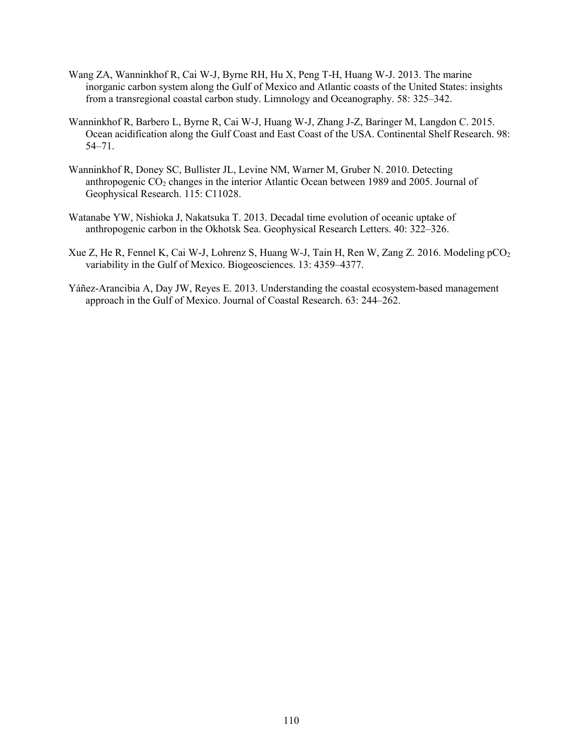Wang ZA, Wanninkhof R, Cai W-J, Byrne RH, Hu X, Peng T-H, Huang W-J. 2013. The marine inorganic carbon system along the Gulf of Mexico and Atlantic coasts of the United States: insights from a transregional coastal carbon study. Limnology and Oceanography. 58: 325–342.

Wanninkhof R, Barbero L, Byrne R, Cai W-J, Huang W-J, Zhang J-Z, Baringer M, Langdon C. 2015. Ocean acidification along the Gulf Coast and East Coast of the USA. Continental Shelf Research. 98: 54–71.

Wanninkhof R, Doney SC, Bullister JL, Levine NM, Warner M, Gruber N. 2010. Detecting anthropogenic $CO_2$ changes in the interior Atlantic Ocean between 1989 and 2005. Journal of Geophysical Research. 115: C11028.

Watanabe YW, Nishioka J, Nakatsuka T. 2013. Decadal time evolution of oceanic uptake of anthropogenic carbon in the Okhotsk Sea. Geophysical Research Letters. 40: 322–326.

Xue Z, He R, Fennel K, Cai W-J, Lohrenz S, Huang W-J, Tain H, Ren W, Zang Z. 2016. Modeling $pCO_2$ variability in the Gulf of Mexico. Biogeosciences. 13: 4359–4377.

Yáñez-Arancibia A, Day JW, Reyes E. 2013. Understanding the coastal ecosystem-based management approach in the Gulf of Mexico. Journal of Coastal Research. 63: 244–262.